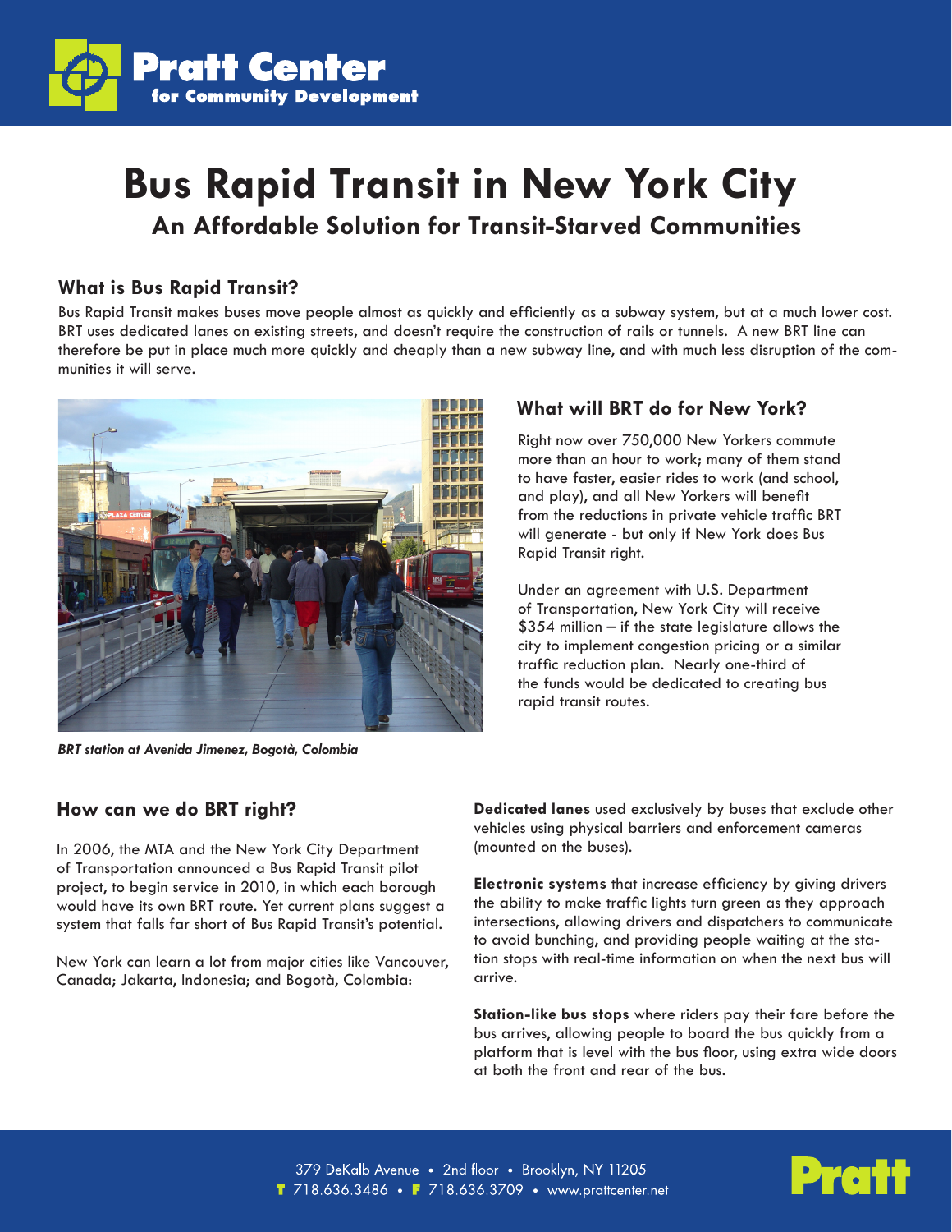# Bus Rapid Transit in New York City

## An Affordable Solution for Transit-Starved Communities

### What is Bus Rapid Transit?

Bus Rapid Transit makes buses move people almost as quickly and efficiently as a subway system, but at a much lower cost. BRT uses dedicated lanes on existing streets, and doesn't require the construction of rails or tunnels. A new BRT line can therefore be put in place much more quickly and cheaply than a new subway line, and with much less disruption of the communities it will serve.

*BRT station at Avenida Jimenez, Bogotà, Colombia*

### What will BRT do for New York?

Right now over 750,000 New Yorkers commute more than an hour to work; many of them stand to have faster, easier rides to work (and school, and play), and all New Yorkers will benefit from the reductions in private vehicle traffic BRT will generate - but only if New York does Bus Rapid Transit right.

Under an agreement with U.S. Department of Transportation, New York City will receive $354 million – if the state legislature allows the city to implement congestion pricing or a similar traffic reduction plan. Nearly one-third of the funds would be dedicated to creating bus rapid transit routes.

### How can we do BRT right?

In 2006, the MTA and the New York City Department of Transportation announced a Bus Rapid Transit pilot project, to begin service in 2010, in which each borough would have its own BRT route. Yet current plans suggest a system that falls far short of Bus Rapid Transit's potential.

New York can learn a lot from major cities like Vancouver, Canada; Jakarta, Indonesia; and Bogotà, Colombia:

**Dedicated lanes** used exclusively by buses that exclude other vehicles using physical barriers and enforcement cameras (mounted on the buses).

**Electronic systems** that increase efficiency by giving drivers the ability to make traffic lights turn green as they approach intersections, allowing drivers and dispatchers to communicate to avoid bunching, and providing people waiting at the station stops with real-time information on when the next bus will arrive.

**Station-like bus stops** where riders pay their fare before the bus arrives, allowing people to board the bus quickly from a platform that is level with the bus floor, using extra wide doors at both the front and rear of the bus.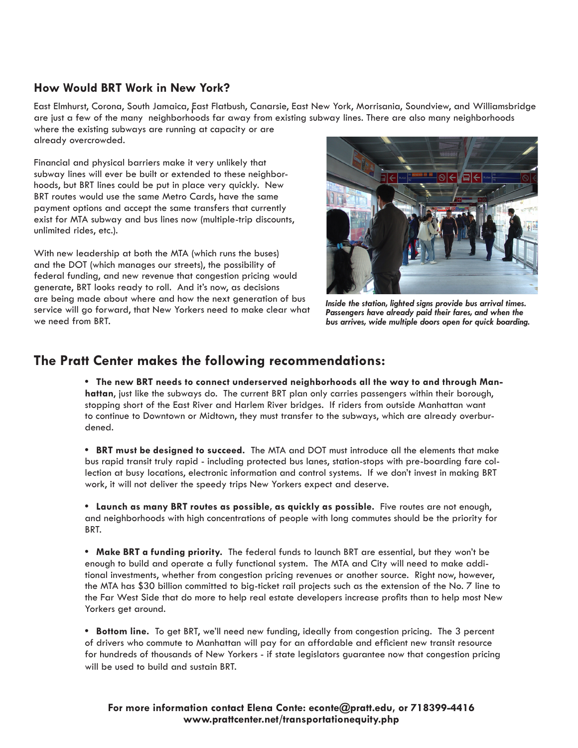## How Would BRT Work in New York?

East Elmhurst, Corona, South Jamaica, East Flatbush, Canarsie, East New York, Morrisania, Soundview, and Williamsbridge are just a few of the many neighborhoods far away from existing subway lines. There are also many neighborhoods where the existing subways are running at capacity or are already overcrowded.

Financial and physical barriers make it very unlikely that subway lines will ever be built or extended to these neighborhoods, but BRT lines could be put in place very quickly. New BRT routes would use the same Metro Cards, have the same payment options and accept the same transfers that currently exist for MTA subway and bus lines now (multiple-trip discounts, unlimited rides, etc.).

With new leadership at both the MTA (which runs the buses) and the DOT (which manages our streets), the possibility of federal funding, and new revenue that congestion pricing would generate, BRT looks ready to roll. And it's now, as decisions are being made about where and how the next generation of bus service will go forward, that New Yorkers need to make clear what we need from BRT.

***Inside the station, lighted signs provide bus arrival times. Passengers have already paid their fares, and when the bus arrives, wide multiple doors open for quick boarding.***

## The Pratt Center makes the following recommendations:

- **The new BRT needs to connect underserved neighborhoods all the way to and through Manhattan**, just like the subways do. The current BRT plan only carries passengers within their borough, stopping short of the East River and Harlem River bridges. If riders from outside Manhattan want to continue to Downtown or Midtown, they must transfer to the subways, which are already overburdened.

- **BRT must be designed to succeed.** The MTA and DOT must introduce all the elements that make bus rapid transit truly rapid - including protected bus lanes, station-stops with pre-boarding fare collection at busy locations, electronic information and control systems. If we don't invest in making BRT work, it will not deliver the speedy trips New Yorkers expect and deserve.

- **Launch as many BRT routes as possible, as quickly as possible.** Five routes are not enough, and neighborhoods with high concentrations of people with long commutes should be the priority for BRT.

- **Make BRT a funding priority.** The federal funds to launch BRT are essential, but they won't be enough to build and operate a fully functional system. The MTA and City will need to make additional investments, whether from congestion pricing revenues or another source. Right now, however, the MTA has $30 billion committed to big-ticket rail projects such as the extension of the No. 7 line to the Far West Side that do more to help real estate developers increase profits than to help most New Yorkers get around.

- **Bottom line.** To get BRT, we'll need new funding, ideally from congestion pricing. The 3 percent of drivers who commute to Manhattan will pay for an affordable and efficient new transit resource for hundreds of thousands of New Yorkers - if state legislators guarantee now that congestion pricing will be used to build and sustain BRT.

**For more information contact Elena Conte: econte@pratt.edu, or 718399-4416**
**www.prattcenter.net/transportationequity.php**